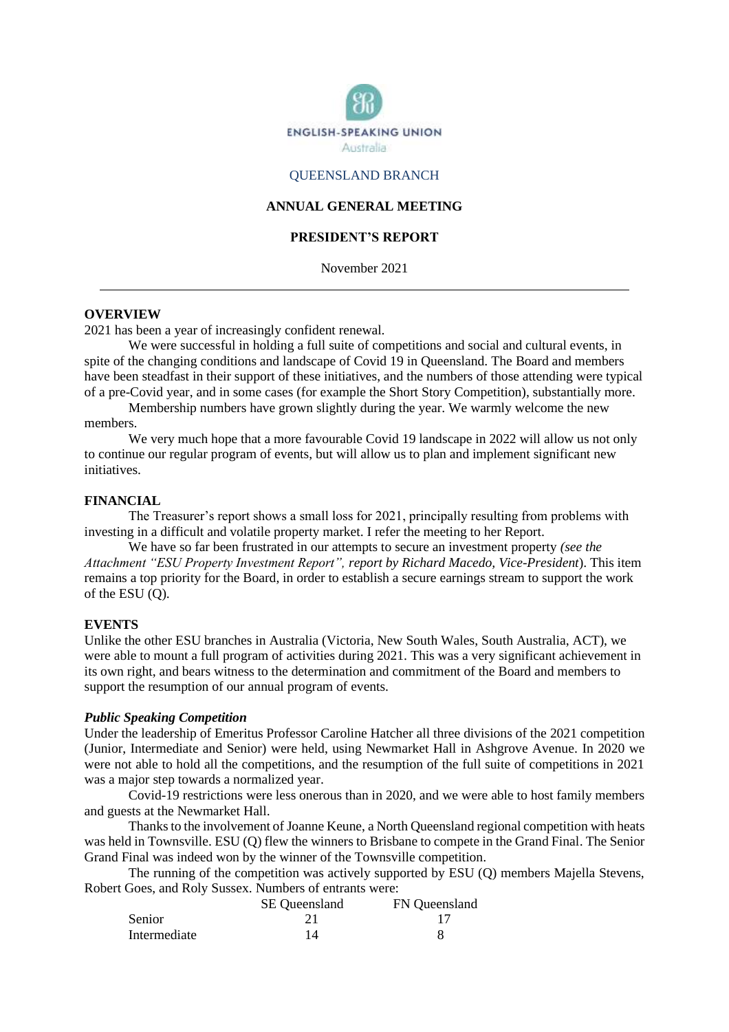ENGLISH-SPEAKING UNION
Australia

QUEENSLAND BRANCH

**ANNUAL GENERAL MEETING**

**PRESIDENT'S REPORT**

November 2021

---

## OVERVIEW

2021 has been a year of increasingly confident renewal.

We were successful in holding a full suite of competitions and social and cultural events, in spite of the changing conditions and landscape of Covid 19 in Queensland. The Board and members have been steadfast in their support of these initiatives, and the numbers of those attending were typical of a pre-Covid year, and in some cases (for example the Short Story Competition), substantially more.

Membership numbers have grown slightly during the year. We warmly welcome the new members.

We very much hope that a more favourable Covid 19 landscape in 2022 will allow us not only to continue our regular program of events, but will allow us to plan and implement significant new initiatives.

## FINANCIAL

The Treasurer's report shows a small loss for 2021, principally resulting from problems with investing in a difficult and volatile property market. I refer the meeting to her Report.

We have so far been frustrated in our attempts to secure an investment property *(see the Attachment "ESU Property Investment Report", report by Richard Macedo, Vice-President*). This item remains a top priority for the Board, in order to establish a secure earnings stream to support the work of the ESU (Q).

## EVENTS

Unlike the other ESU branches in Australia (Victoria, New South Wales, South Australia, ACT), we were able to mount a full program of activities during 2021. This was a very significant achievement in its own right, and bears witness to the determination and commitment of the Board and members to support the resumption of our annual program of events.

### *Public Speaking Competition*

Under the leadership of Emeritus Professor Caroline Hatcher all three divisions of the 2021 competition (Junior, Intermediate and Senior) were held, using Newmarket Hall in Ashgrove Avenue. In 2020 we were not able to hold all the competitions, and the resumption of the full suite of competitions in 2021 was a major step towards a normalized year.

Covid-19 restrictions were less onerous than in 2020, and we were able to host family members and guests at the Newmarket Hall.

Thanks to the involvement of Joanne Keune, a North Queensland regional competition with heats was held in Townsville. ESU (Q) flew the winners to Brisbane to compete in the Grand Final. The Senior Grand Final was indeed won by the winner of the Townsville competition.

The running of the competition was actively supported by ESU (Q) members Majella Stevens, Robert Goes, and Roly Sussex. Numbers of entrants were:

| | SE Queensland | FN Queensland |
|---|---|---|
| Senior | 21 | 17 |
| Intermediate | 14 | 8 |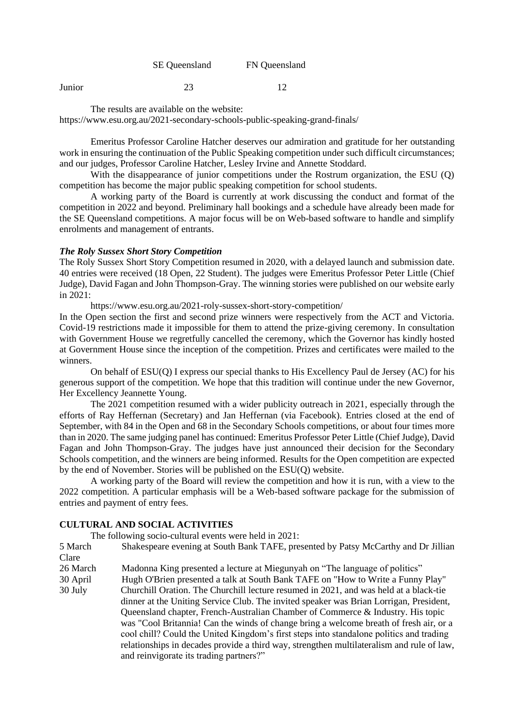| | SE Queensland | FN Queensland |
|---|---|---|
| Junior | 23 | 12 |

The results are available on the website: https://www.esu.org.au/2021-secondary-schools-public-speaking-grand-finals/

Emeritus Professor Caroline Hatcher deserves our admiration and gratitude for her outstanding work in ensuring the continuation of the Public Speaking competition under such difficult circumstances; and our judges, Professor Caroline Hatcher, Lesley Irvine and Annette Stoddard.

With the disappearance of junior competitions under the Rostrum organization, the ESU (Q) competition has become the major public speaking competition for school students.

A working party of the Board is currently at work discussing the conduct and format of the competition in 2022 and beyond. Preliminary hall bookings and a schedule have already been made for the SE Queensland competitions. A major focus will be on Web-based software to handle and simplify enrolments and management of entrants.

***The Roly Sussex Short Story Competition***

The Roly Sussex Short Story Competition resumed in 2020, with a delayed launch and submission date. 40 entries were received (18 Open, 22 Student). The judges were Emeritus Professor Peter Little (Chief Judge), David Fagan and John Thompson-Gray. The winning stories were published on our website early in 2021:

https://www.esu.org.au/2021-roly-sussex-short-story-competition/

In the Open section the first and second prize winners were respectively from the ACT and Victoria. Covid-19 restrictions made it impossible for them to attend the prize-giving ceremony. In consultation with Government House we regretfully cancelled the ceremony, which the Governor has kindly hosted at Government House since the inception of the competition. Prizes and certificates were mailed to the winners.

On behalf of ESU(Q) I express our special thanks to His Excellency Paul de Jersey (AC) for his generous support of the competition. We hope that this tradition will continue under the new Governor, Her Excellency Jeannette Young.

The 2021 competition resumed with a wider publicity outreach in 2021, especially through the efforts of Ray Heffernan (Secretary) and Jan Heffernan (via Facebook). Entries closed at the end of September, with 84 in the Open and 68 in the Secondary Schools competitions, or about four times more than in 2020. The same judging panel has continued: Emeritus Professor Peter Little (Chief Judge), David Fagan and John Thompson-Gray. The judges have just announced their decision for the Secondary Schools competition, and the winners are being informed. Results for the Open competition are expected by the end of November. Stories will be published on the ESU(Q) website.

A working party of the Board will review the competition and how it is run, with a view to the 2022 competition. A particular emphasis will be a Web-based software package for the submission of entries and payment of entry fees.

**CULTURAL AND SOCIAL ACTIVITIES**

The following socio-cultural events were held in 2021:

5 March — Shakespeare evening at South Bank TAFE, presented by Patsy McCarthy and Dr Jillian Clare

26 March — Madonna King presented a lecture at Miegunyah on “The language of politics”

30 April — Hugh O'Brien presented a talk at South Bank TAFE on "How to Write a Funny Play"

30 July — Churchill Oration. The Churchill lecture resumed in 2021, and was held at a black-tie dinner at the Uniting Service Club. The invited speaker was Brian Lorrigan, President, Queensland chapter, French-Australian Chamber of Commerce & Industry. His topic was "Cool Britannia! Can the winds of change bring a welcome breath of fresh air, or a cool chill? Could the United Kingdom’s first steps into standalone politics and trading relationships in decades provide a third way, strengthen multilateralism and rule of law, and reinvigorate its trading partners?”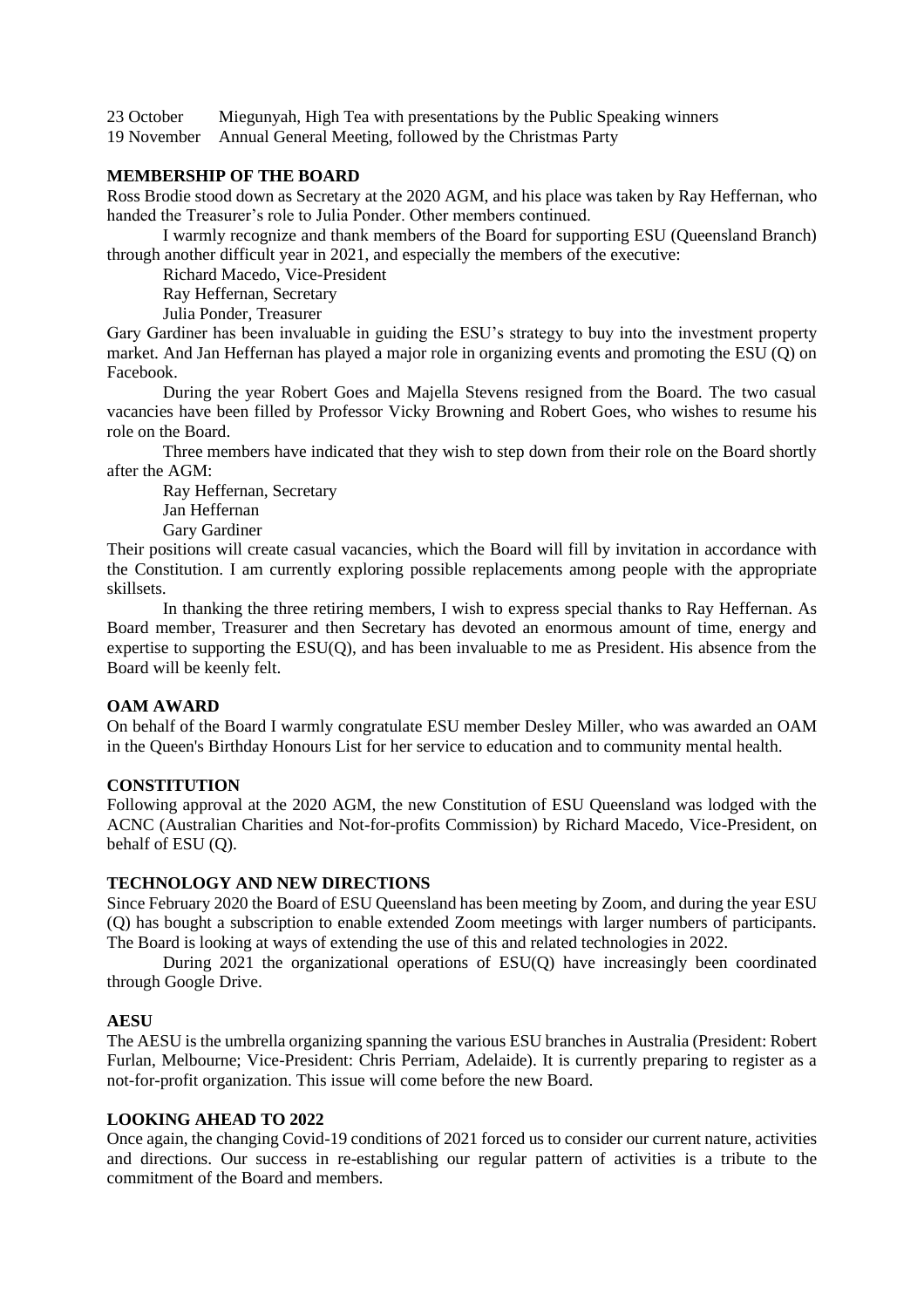23 October Miegunyah, High Tea with presentations by the Public Speaking winners
19 November Annual General Meeting, followed by the Christmas Party

**MEMBERSHIP OF THE BOARD**

Ross Brodie stood down as Secretary at the 2020 AGM, and his place was taken by Ray Heffernan, who handed the Treasurer's role to Julia Ponder. Other members continued.

I warmly recognize and thank members of the Board for supporting ESU (Queensland Branch) through another difficult year in 2021, and especially the members of the executive:

Richard Macedo, Vice-President
Ray Heffernan, Secretary
Julia Ponder, Treasurer

Gary Gardiner has been invaluable in guiding the ESU's strategy to buy into the investment property market. And Jan Heffernan has played a major role in organizing events and promoting the ESU (Q) on Facebook.

During the year Robert Goes and Majella Stevens resigned from the Board. The two casual vacancies have been filled by Professor Vicky Browning and Robert Goes, who wishes to resume his role on the Board.

Three members have indicated that they wish to step down from their role on the Board shortly after the AGM:

Ray Heffernan, Secretary
Jan Heffernan
Gary Gardiner

Their positions will create casual vacancies, which the Board will fill by invitation in accordance with the Constitution. I am currently exploring possible replacements among people with the appropriate skillsets.

In thanking the three retiring members, I wish to express special thanks to Ray Heffernan. As Board member, Treasurer and then Secretary has devoted an enormous amount of time, energy and expertise to supporting the ESU(Q), and has been invaluable to me as President. His absence from the Board will be keenly felt.

**OAM AWARD**

On behalf of the Board I warmly congratulate ESU member Desley Miller, who was awarded an OAM in the Queen's Birthday Honours List for her service to education and to community mental health.

**CONSTITUTION**

Following approval at the 2020 AGM, the new Constitution of ESU Queensland was lodged with the ACNC (Australian Charities and Not-for-profits Commission) by Richard Macedo, Vice-President, on behalf of ESU (Q).

**TECHNOLOGY AND NEW DIRECTIONS**

Since February 2020 the Board of ESU Queensland has been meeting by Zoom, and during the year ESU (Q) has bought a subscription to enable extended Zoom meetings with larger numbers of participants. The Board is looking at ways of extending the use of this and related technologies in 2022.

During 2021 the organizational operations of ESU(Q) have increasingly been coordinated through Google Drive.

**AESU**

The AESU is the umbrella organizing spanning the various ESU branches in Australia (President: Robert Furlan, Melbourne; Vice-President: Chris Perriam, Adelaide). It is currently preparing to register as a not-for-profit organization. This issue will come before the new Board.

**LOOKING AHEAD TO 2022**

Once again, the changing Covid-19 conditions of 2021 forced us to consider our current nature, activities and directions. Our success in re-establishing our regular pattern of activities is a tribute to the commitment of the Board and members.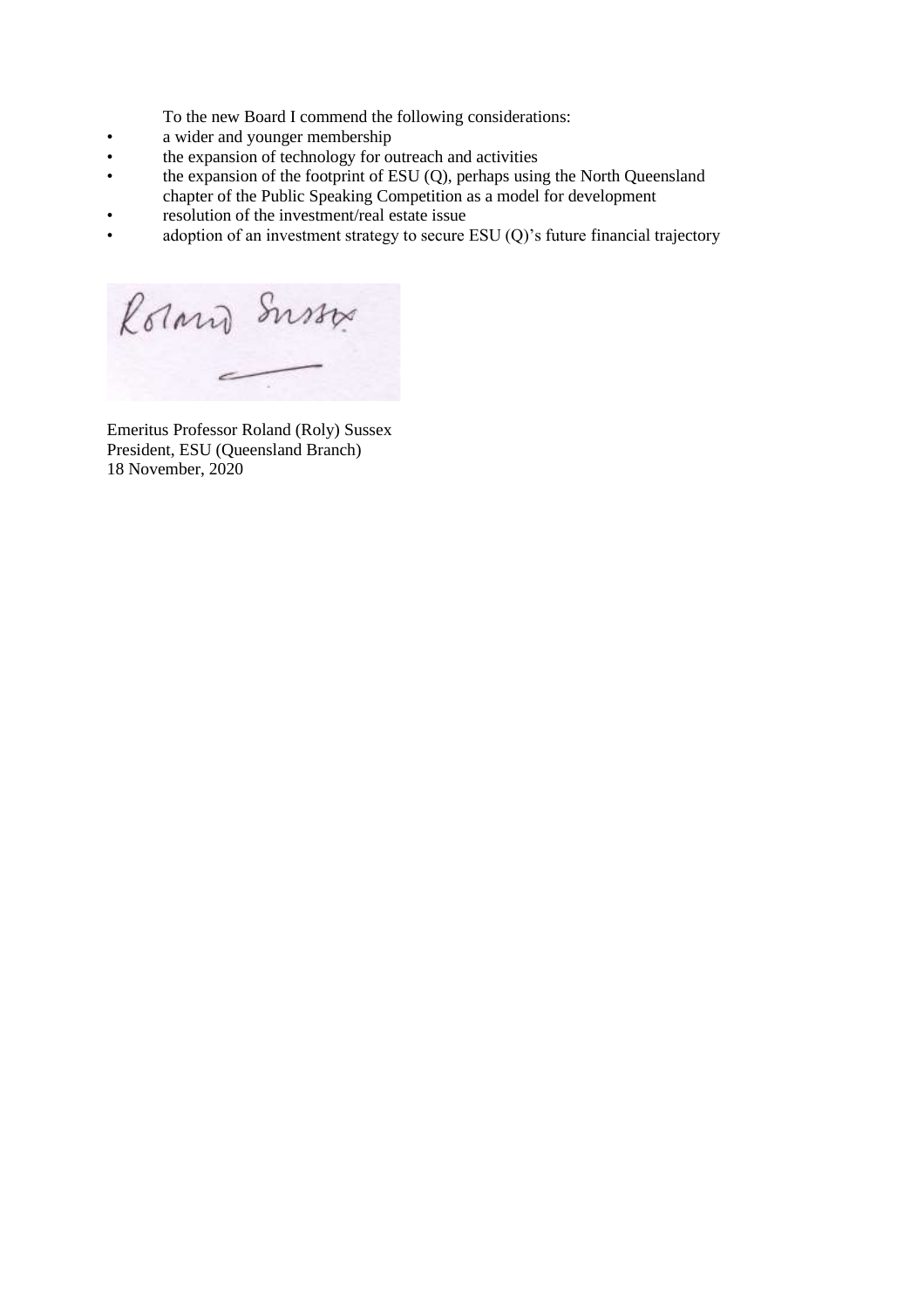To the new Board I commend the following considerations:

- a wider and younger membership
- the expansion of technology for outreach and activities
- the expansion of the footprint of ESU (Q), perhaps using the North Queensland chapter of the Public Speaking Competition as a model for development
- resolution of the investment/real estate issue
- adoption of an investment strategy to secure ESU (Q)'s future financial trajectory

Emeritus Professor Roland (Roly) Sussex
President, ESU (Queensland Branch)
18 November, 2020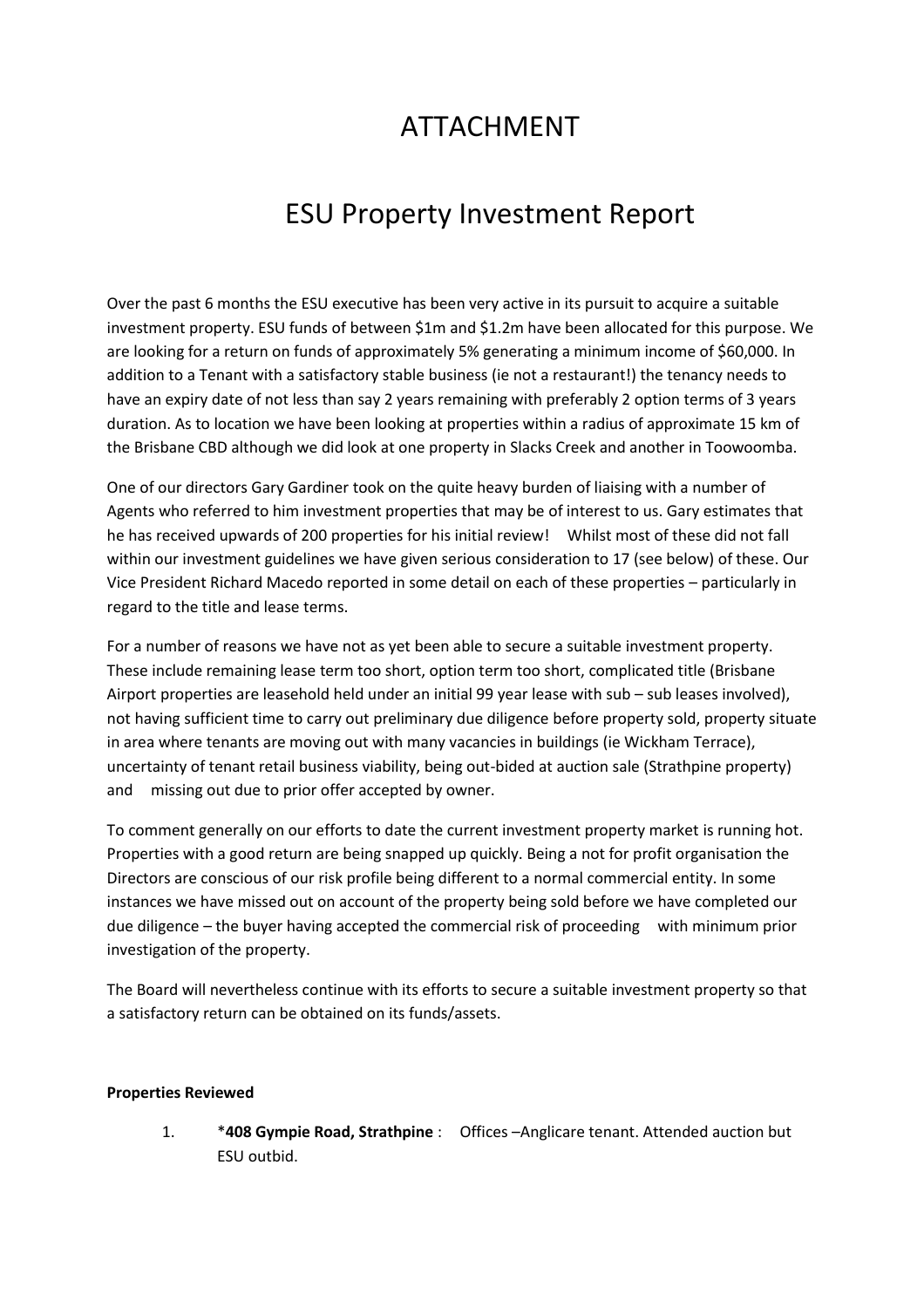# ATTACHMENT

# ESU Property Investment Report

Over the past 6 months the ESU executive has been very active in its pursuit to acquire a suitable investment property. ESU funds of between $1m and $1.2m have been allocated for this purpose. We are looking for a return on funds of approximately 5% generating a minimum income of $60,000. In addition to a Tenant with a satisfactory stable business (ie not a restaurant!) the tenancy needs to have an expiry date of not less than say 2 years remaining with preferably 2 option terms of 3 years duration. As to location we have been looking at properties within a radius of approximate 15 km of the Brisbane CBD although we did look at one property in Slacks Creek and another in Toowoomba.

One of our directors Gary Gardiner took on the quite heavy burden of liaising with a number of Agents who referred to him investment properties that may be of interest to us. Gary estimates that he has received upwards of 200 properties for his initial review! Whilst most of these did not fall within our investment guidelines we have given serious consideration to 17 (see below) of these. Our Vice President Richard Macedo reported in some detail on each of these properties – particularly in regard to the title and lease terms.

For a number of reasons we have not as yet been able to secure a suitable investment property. These include remaining lease term too short, option term too short, complicated title (Brisbane Airport properties are leasehold held under an initial 99 year lease with sub – sub leases involved), not having sufficient time to carry out preliminary due diligence before property sold, property situate in area where tenants are moving out with many vacancies in buildings (ie Wickham Terrace), uncertainty of tenant retail business viability, being out-bided at auction sale (Strathpine property) and missing out due to prior offer accepted by owner.

To comment generally on our efforts to date the current investment property market is running hot. Properties with a good return are being snapped up quickly. Being a not for profit organisation the Directors are conscious of our risk profile being different to a normal commercial entity. In some instances we have missed out on account of the property being sold before we have completed our due diligence – the buyer having accepted the commercial risk of proceeding with minimum prior investigation of the property.

The Board will nevertheless continue with its efforts to secure a suitable investment property so that a satisfactory return can be obtained on its funds/assets.

**Properties Reviewed**

1. ***408 Gympie Road, Strathpine** : Offices –Anglicare tenant. Attended auction but ESU outbid.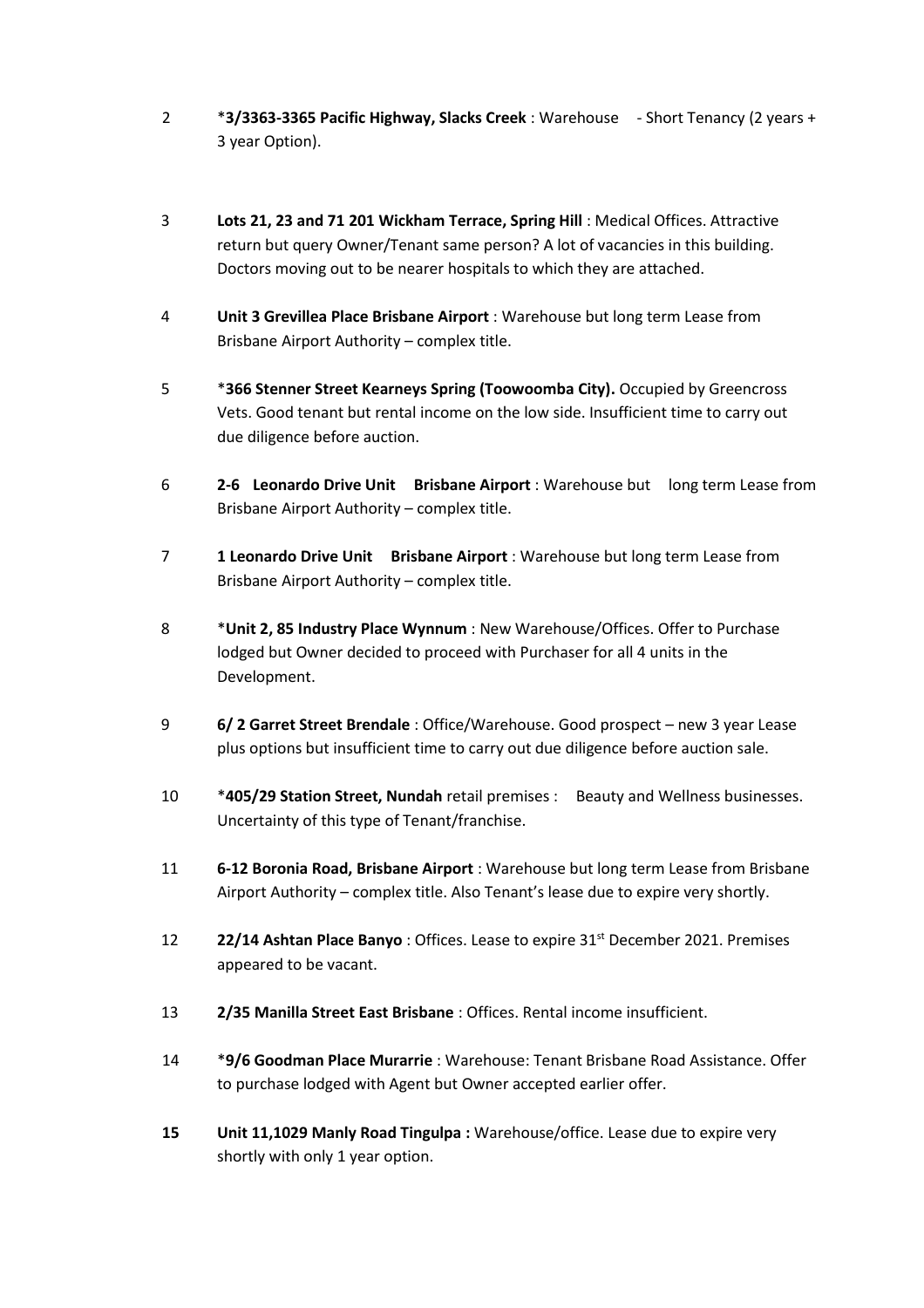2 *3/3363-3365 Pacific Highway, Slacks Creek : Warehouse - Short Tenancy (2 years + 3 year Option).

3 **Lots 21, 23 and 71 201 Wickham Terrace, Spring Hill** : Medical Offices. Attractive return but query Owner/Tenant same person? A lot of vacancies in this building. Doctors moving out to be nearer hospitals to which they are attached.

4 **Unit 3 Grevillea Place Brisbane Airport** : Warehouse but long term Lease from Brisbane Airport Authority – complex title.

5 ***366 Stenner Street Kearneys Spring (Toowoomba City).** Occupied by Greencross Vets. Good tenant but rental income on the low side. Insufficient time to carry out due diligence before auction.

6 **2-6 Leonardo Drive Unit Brisbane Airport** : Warehouse but long term Lease from Brisbane Airport Authority – complex title.

7 **1 Leonardo Drive Unit Brisbane Airport** : Warehouse but long term Lease from Brisbane Airport Authority – complex title.

8 ***Unit 2, 85 Industry Place Wynnum** : New Warehouse/Offices. Offer to Purchase lodged but Owner decided to proceed with Purchaser for all 4 units in the Development.

9 **6/ 2 Garret Street Brendale** : Office/Warehouse. Good prospect – new 3 year Lease plus options but insufficient time to carry out due diligence before auction sale.

10 ***405/29 Station Street, Nundah** retail premises : Beauty and Wellness businesses. Uncertainty of this type of Tenant/franchise.

11 **6-12 Boronia Road, Brisbane Airport** : Warehouse but long term Lease from Brisbane Airport Authority – complex title. Also Tenant's lease due to expire very shortly.

12 **22/14 Ashtan Place Banyo** : Offices. Lease to expire 31st December 2021. Premises appeared to be vacant.

13 **2/35 Manilla Street East Brisbane** : Offices. Rental income insufficient.

14 ***9/6 Goodman Place Murarrie** : Warehouse: Tenant Brisbane Road Assistance. Offer to purchase lodged with Agent but Owner accepted earlier offer.

**15 Unit 11,1029 Manly Road Tingulpa :** Warehouse/office. Lease due to expire very shortly with only 1 year option.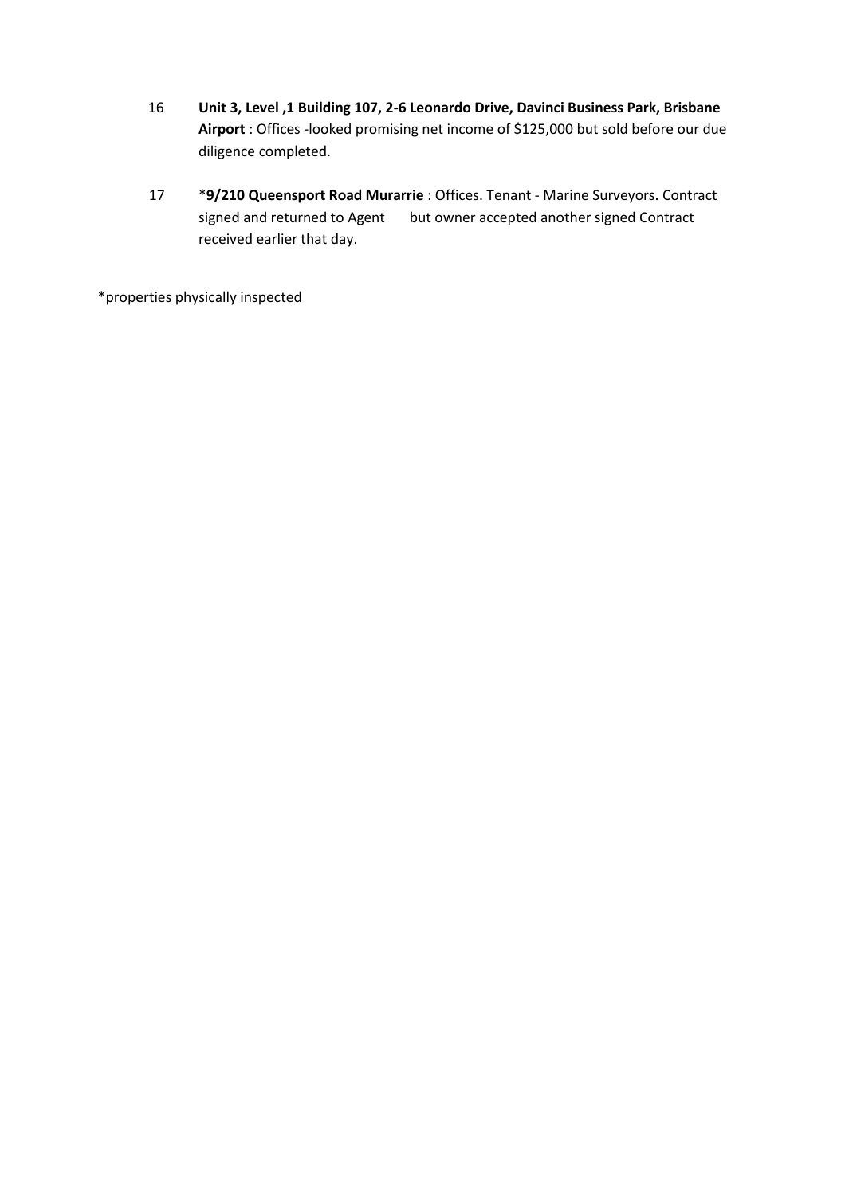16. **Unit 3, Level ,1 Building 107, 2-6 Leonardo Drive, Davinci Business Park, Brisbane Airport** : Offices -looked promising net income of $125,000 but sold before our due diligence completed.

17. *__9/210 Queensport Road Murarrie__ : Offices. Tenant - Marine Surveyors. Contract signed and returned to Agent but owner accepted another signed Contract received earlier that day.

*properties physically inspected